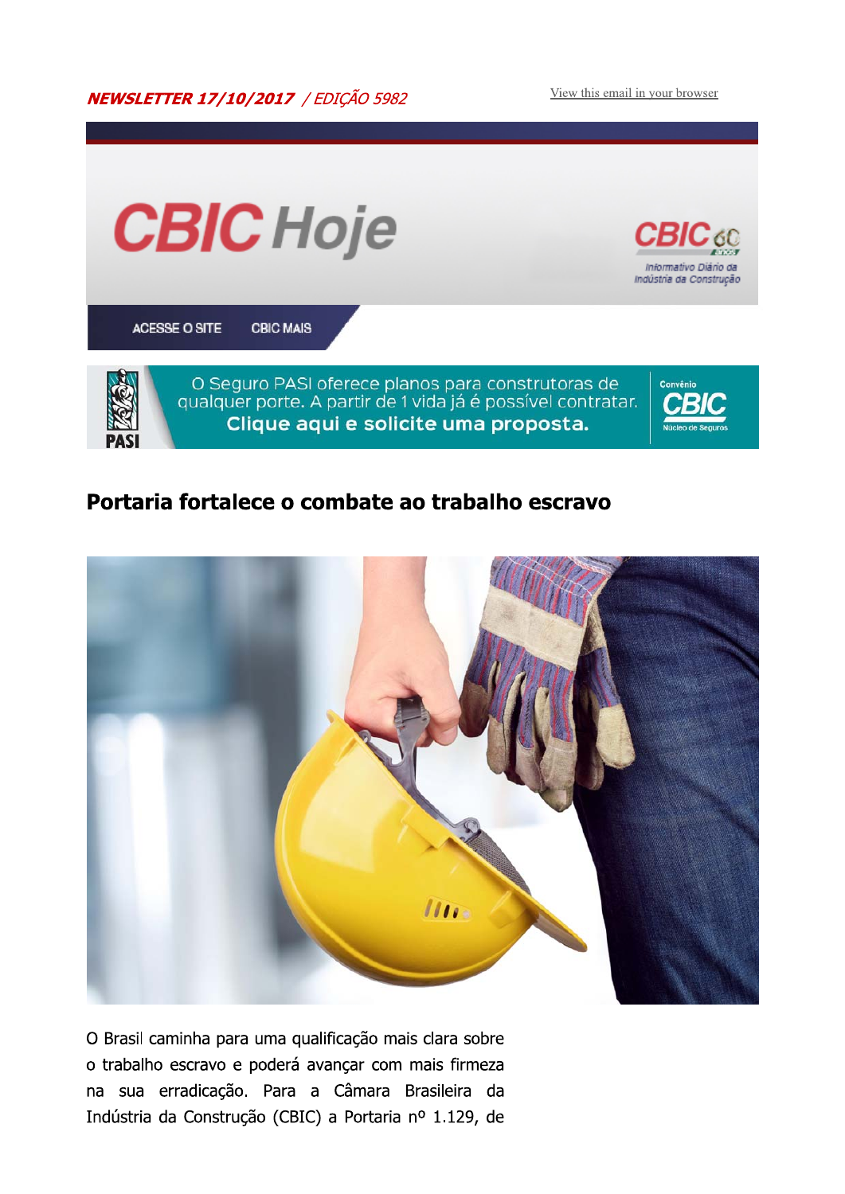***NEWSLETTER 17/10/2017*** */ EDIÇÃO 5982*

View this email in your browser

# CBIC Hoje

CBIC 60 anos

Informativo Diário da Indústria da Construção

ACESSE O SITE    CBIC MAIS

PASI

O Seguro PASI oferece planos para construtoras de qualquer porte. A partir de 1 vida já é possível contratar.
**Clique aqui e solicite uma proposta.**

Convênio CBIC Núcleo de Seguros

## Portaria fortalece o combate ao trabalho escravo

O Brasil caminha para uma qualificação mais clara sobre o trabalho escravo e poderá avançar com mais firmeza na sua erradicação. Para a Câmara Brasileira da Indústria da Construção (CBIC) a Portaria nº 1.129, de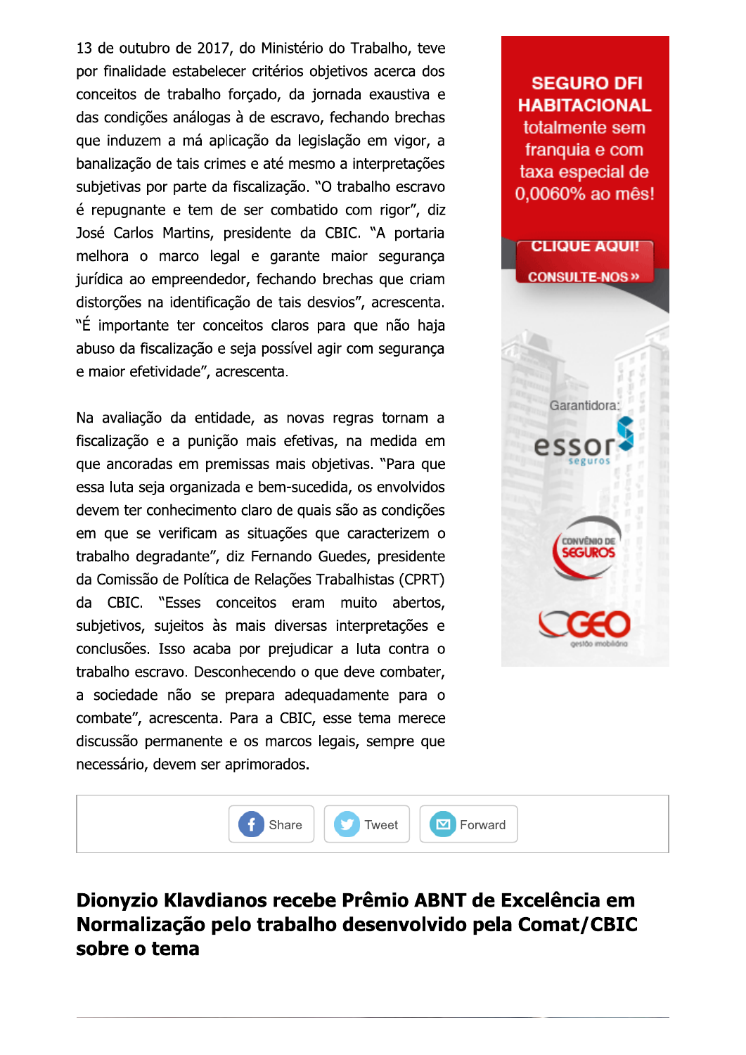13 de outubro de 2017, do Ministério do Trabalho, teve por finalidade estabelecer critérios objetivos acerca dos conceitos de trabalho forçado, da jornada exaustiva e das condições análogas à de escravo, fechando brechas que induzem a má aplicação da legislação em vigor, a banalização de tais crimes e até mesmo a interpretações subjetivas por parte da fiscalização. "O trabalho escravo é repugnante e tem de ser combatido com rigor", diz José Carlos Martins, presidente da CBIC. "A portaria melhora o marco legal e garante maior segurança jurídica ao empreendedor, fechando brechas que criam distorções na identificação de tais desvios", acrescenta. "É importante ter conceitos claros para que não haja abuso da fiscalização e seja possível agir com segurança e maior efetividade", acrescenta.

Na avaliação da entidade, as novas regras tornam a fiscalização e a punição mais efetivas, na medida em que ancoradas em premissas mais objetivas. "Para que essa luta seja organizada e bem-sucedida, os envolvidos devem ter conhecimento claro de quais são as condições em que se verificam as situações que caracterizem o trabalho degradante", diz Fernando Guedes, presidente da Comissão de Política de Relações Trabalhistas (CPRT) da CBIC. "Esses conceitos eram muito abertos, subjetivos, sujeitos às mais diversas interpretações e conclusões. Isso acaba por prejudicar a luta contra o trabalho escravo. Desconhecendo o que deve combater, a sociedade não se prepara adequadamente para o combate", acrescenta. Para a CBIC, esse tema merece discussão permanente e os marcos legais, sempre que necessário, devem ser aprimorados.

**SEGURO DFI HABITACIONAL** totalmente sem franquia e com taxa especial de 0,0060% ao mês!

CLIQUE AQUI! CONSULTE-NOS »

Garantidora: essor seguros

CONVÊNIO DE SEGUROS

GEO gestão imobiliária

Share Tweet Forward

## Dionyzio Klavdianos recebe Prêmio ABNT de Excelência em Normalização pelo trabalho desenvolvido pela Comat/CBIC sobre o tema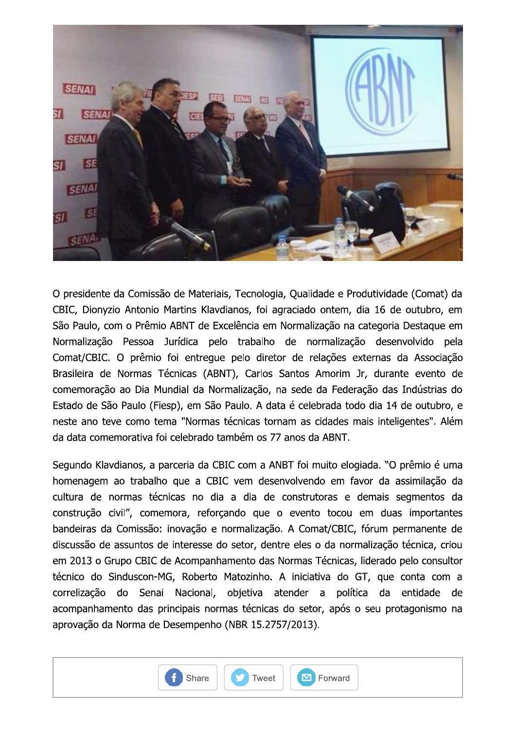O presidente da Comissão de Materiais, Tecnologia, Qualidade e Produtividade (Comat) da CBIC, Dionyzio Antonio Martins Klavdianos, foi agraciado ontem, dia 16 de outubro, em São Paulo, com o Prêmio ABNT de Excelência em Normalização na categoria Destaque em Normalização Pessoa Jurídica pelo trabalho de normalização desenvolvido pela Comat/CBIC. O prêmio foi entregue pelo diretor de relações externas da Associação Brasileira de Normas Técnicas (ABNT), Carlos Santos Amorim Jr, durante evento de comemoração ao Dia Mundial da Normalização, na sede da Federação das Indústrias do Estado de São Paulo (Fiesp), em São Paulo. A data é celebrada todo dia 14 de outubro, e neste ano teve como tema "Normas técnicas tornam as cidades mais inteligentes". Além da data comemorativa foi celebrado também os 77 anos da ABNT.

Segundo Klavdianos, a parceria da CBIC com a ANBT foi muito elogiada. "O prêmio é uma homenagem ao trabalho que a CBIC vem desenvolvendo em favor da assimilação da cultura de normas técnicas no dia a dia de construtoras e demais segmentos da construção civil", comemora, reforçando que o evento tocou em duas importantes bandeiras da Comissão: inovação e normalização. A Comat/CBIC, fórum permanente de discussão de assuntos de interesse do setor, dentre eles o da normalização técnica, criou em 2013 o Grupo CBIC de Acompanhamento das Normas Técnicas, liderado pelo consultor técnico do Sinduscon-MG, Roberto Matozinho. A iniciativa do GT, que conta com a correlização do Senai Nacional, objetiva atender a política da entidade de acompanhamento das principais normas técnicas do setor, após o seu protagonismo na aprovação da Norma de Desempenho (NBR 15.2757/2013).

Share | Tweet | Forward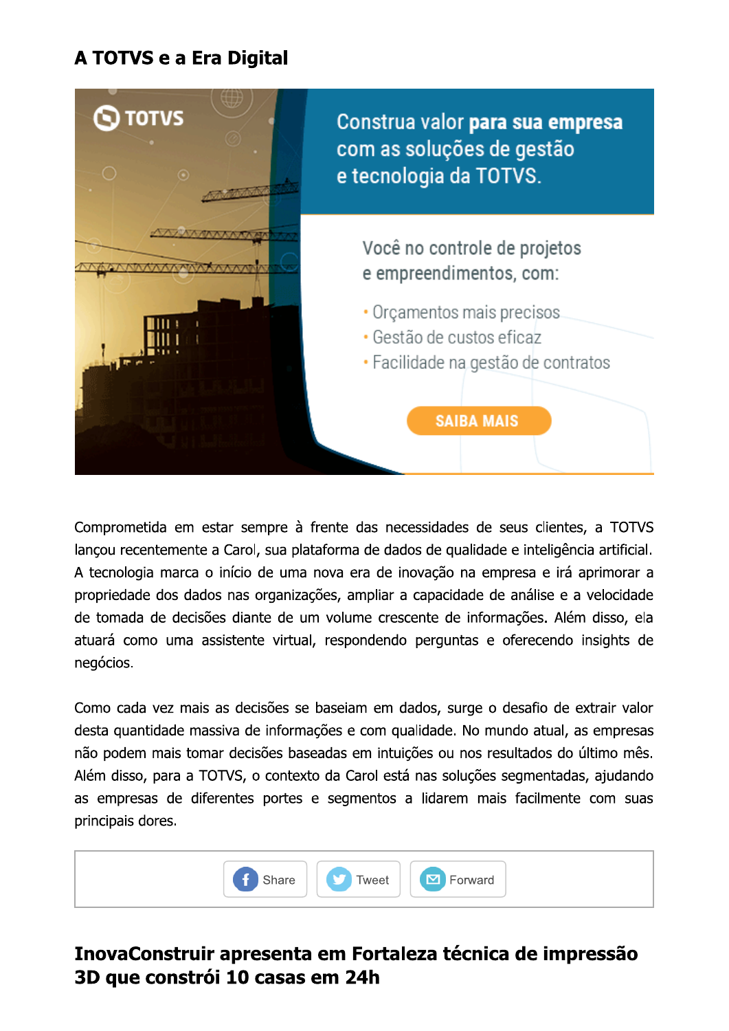## A TOTVS e a Era Digital

Comprometida em estar sempre à frente das necessidades de seus clientes, a TOTVS lançou recentemente a Carol, sua plataforma de dados de qualidade e inteligência artificial. A tecnologia marca o início de uma nova era de inovação na empresa e irá aprimorar a propriedade dos dados nas organizações, ampliar a capacidade de análise e a velocidade de tomada de decisões diante de um volume crescente de informações. Além disso, ela atuará como uma assistente virtual, respondendo perguntas e oferecendo insights de negócios.

Como cada vez mais as decisões se baseiam em dados, surge o desafio de extrair valor desta quantidade massiva de informações e com qualidade. No mundo atual, as empresas não podem mais tomar decisões baseadas em intuições ou nos resultados do último mês. Além disso, para a TOTVS, o contexto da Carol está nas soluções segmentadas, ajudando as empresas de diferentes portes e segmentos a lidarem mais facilmente com suas principais dores.

Share Tweet Forward

## InovaConstruir apresenta em Fortaleza técnica de impressão 3D que constrói 10 casas em 24h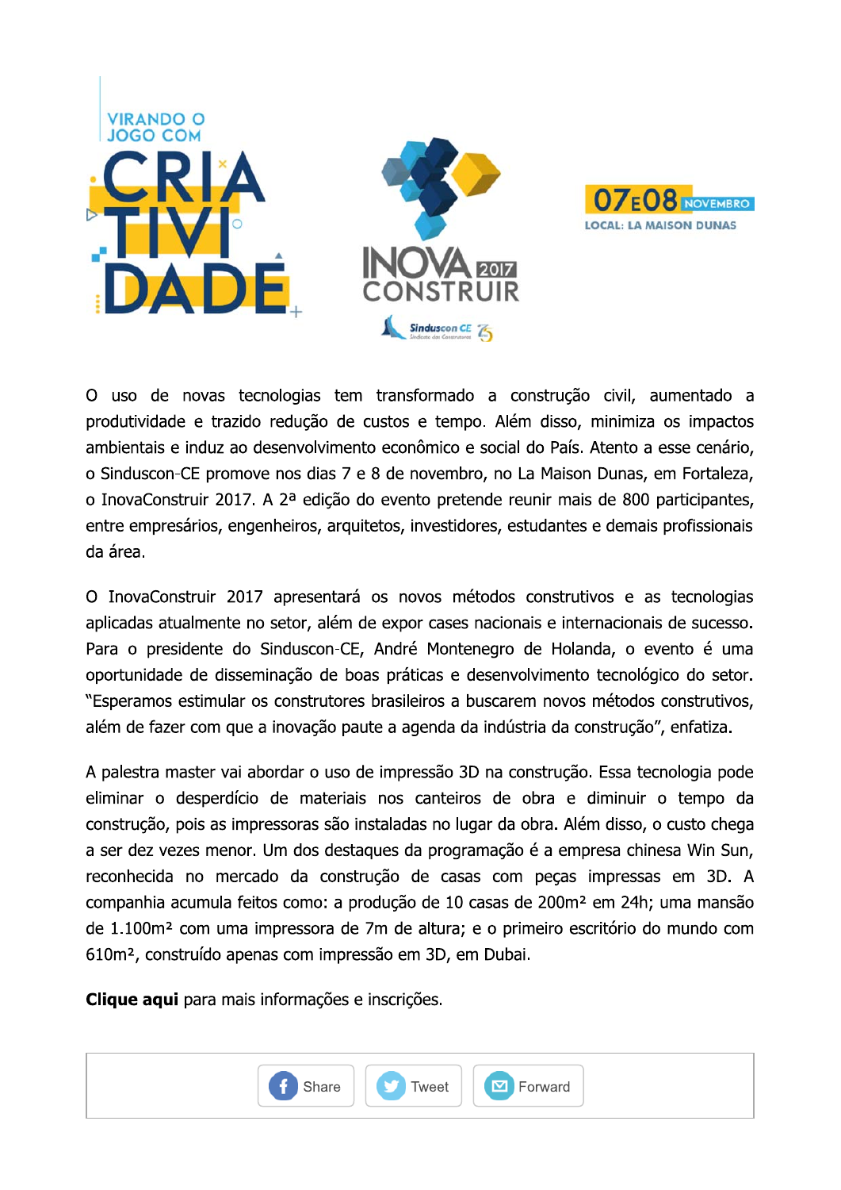VIRANDO O JOGO COM CRIATIVIDADE

INOVA CONSTRUIR 2017

Sinduscon CE

07 E 08 NOVEMBRO

LOCAL: LA MAISON DUNAS

O uso de novas tecnologias tem transformado a construção civil, aumentado a produtividade e trazido redução de custos e tempo. Além disso, minimiza os impactos ambientais e induz ao desenvolvimento econômico e social do País. Atento a esse cenário, o Sinduscon-CE promove nos dias 7 e 8 de novembro, no La Maison Dunas, em Fortaleza, o InovaConstruir 2017. A 2ª edição do evento pretende reunir mais de 800 participantes, entre empresários, engenheiros, arquitetos, investidores, estudantes e demais profissionais da área.

O InovaConstruir 2017 apresentará os novos métodos construtivos e as tecnologias aplicadas atualmente no setor, além de expor cases nacionais e internacionais de sucesso. Para o presidente do Sinduscon-CE, André Montenegro de Holanda, o evento é uma oportunidade de disseminação de boas práticas e desenvolvimento tecnológico do setor. "Esperamos estimular os construtores brasileiros a buscarem novos métodos construtivos, além de fazer com que a inovação paute a agenda da indústria da construção", enfatiza.

A palestra master vai abordar o uso de impressão 3D na construção. Essa tecnologia pode eliminar o desperdício de materiais nos canteiros de obra e diminuir o tempo da construção, pois as impressoras são instaladas no lugar da obra. Além disso, o custo chega a ser dez vezes menor. Um dos destaques da programação é a empresa chinesa Win Sun, reconhecida no mercado da construção de casas com peças impressas em 3D. A companhia acumula feitos como: a produção de 10 casas de 200m² em 24h; uma mansão de 1.100m² com uma impressora de 7m de altura; e o primeiro escritório do mundo com 610m², construído apenas com impressão em 3D, em Dubai.

**Clique aqui** para mais informações e inscrições.

Share | Tweet | Forward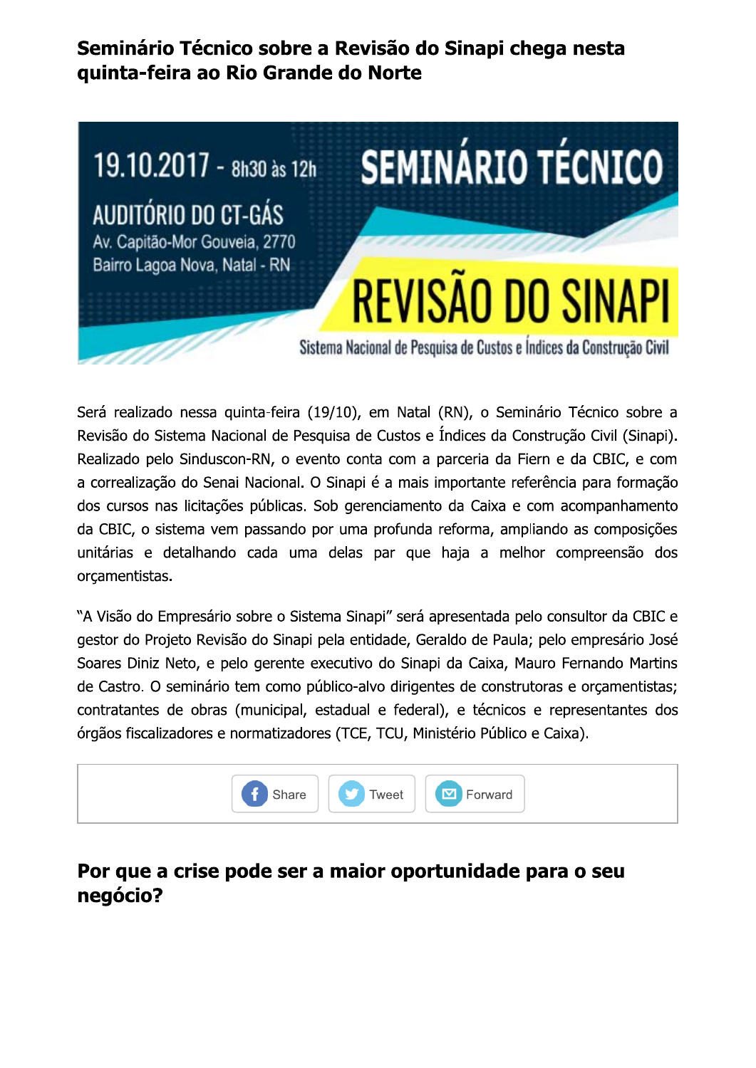## Seminário Técnico sobre a Revisão do Sinapi chega nesta quinta-feira ao Rio Grande do Norte

19.10.2017 - 8h30 às 12h

AUDITÓRIO DO CT-GÁS

Av. Capitão-Mor Gouveia, 2770

Bairro Lagoa Nova, Natal - RN

SEMINÁRIO TÉCNICO

REVISÃO DO SINAPI

Sistema Nacional de Pesquisa de Custos e Índices da Construção Civil

Será realizado nessa quinta-feira (19/10), em Natal (RN), o Seminário Técnico sobre a Revisão do Sistema Nacional de Pesquisa de Custos e Índices da Construção Civil (Sinapi). Realizado pelo Sinduscon-RN, o evento conta com a parceria da Fiern e da CBIC, e com a correalização do Senai Nacional. O Sinapi é a mais importante referência para formação dos cursos nas licitações públicas. Sob gerenciamento da Caixa e com acompanhamento da CBIC, o sistema vem passando por uma profunda reforma, ampliando as composições unitárias e detalhando cada uma delas par que haja a melhor compreensão dos orçamentistas.

"A Visão do Empresário sobre o Sistema Sinapi" será apresentada pelo consultor da CBIC e gestor do Projeto Revisão do Sinapi pela entidade, Geraldo de Paula; pelo empresário José Soares Diniz Neto, e pelo gerente executivo do Sinapi da Caixa, Mauro Fernando Martins de Castro. O seminário tem como público-alvo dirigentes de construtoras e orçamentistas; contratantes de obras (municipal, estadual e federal), e técnicos e representantes dos órgãos fiscalizadores e normatizadores (TCE, TCU, Ministério Público e Caixa).

Share | Tweet | Forward

## Por que a crise pode ser a maior oportunidade para o seu negócio?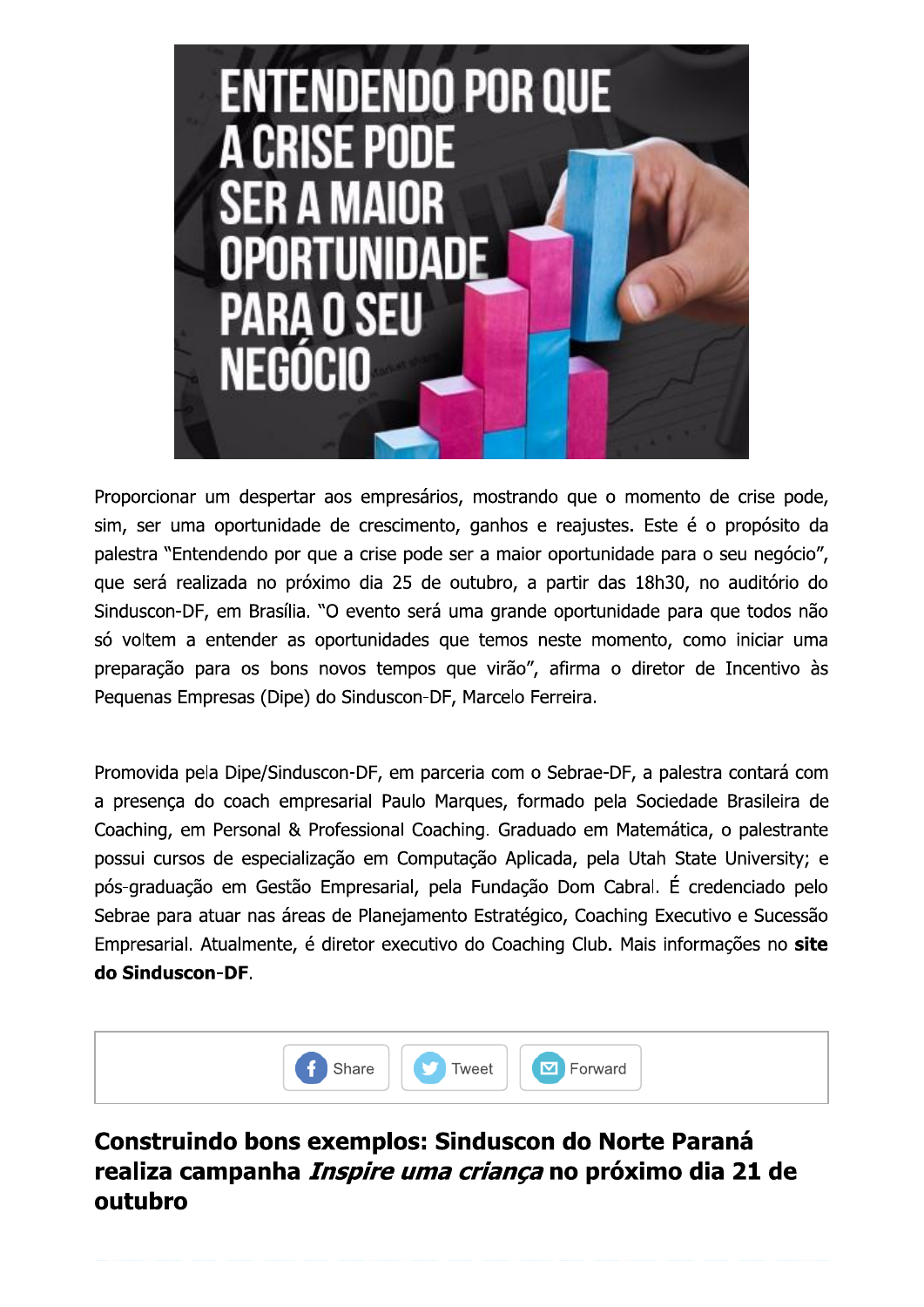ENTENDENDO POR QUE A CRISE PODE SER A MAIOR OPORTUNIDADE PARA O SEU NEGÓCIO

Proporcionar um despertar aos empresários, mostrando que o momento de crise pode, sim, ser uma oportunidade de crescimento, ganhos e reajustes. Este é o propósito da palestra "Entendendo por que a crise pode ser a maior oportunidade para o seu negócio", que será realizada no próximo dia 25 de outubro, a partir das 18h30, no auditório do Sinduscon-DF, em Brasília. "O evento será uma grande oportunidade para que todos não só voltem a entender as oportunidades que temos neste momento, como iniciar uma preparação para os bons novos tempos que virão", afirma o diretor de Incentivo às Pequenas Empresas (Dipe) do Sinduscon-DF, Marcelo Ferreira.

Promovida pela Dipe/Sinduscon-DF, em parceria com o Sebrae-DF, a palestra contará com a presença do coach empresarial Paulo Marques, formado pela Sociedade Brasileira de Coaching, em Personal & Professional Coaching. Graduado em Matemática, o palestrante possui cursos de especialização em Computação Aplicada, pela Utah State University; e pós-graduação em Gestão Empresarial, pela Fundação Dom Cabral. É credenciado pelo Sebrae para atuar nas áreas de Planejamento Estratégico, Coaching Executivo e Sucessão Empresarial. Atualmente, é diretor executivo do Coaching Club. Mais informações no **site do Sinduscon-DF**.

Share | Tweet | Forward

## Construindo bons exemplos: Sinduscon do Norte Paraná realiza campanha *Inspire uma criança* no próximo dia 21 de outubro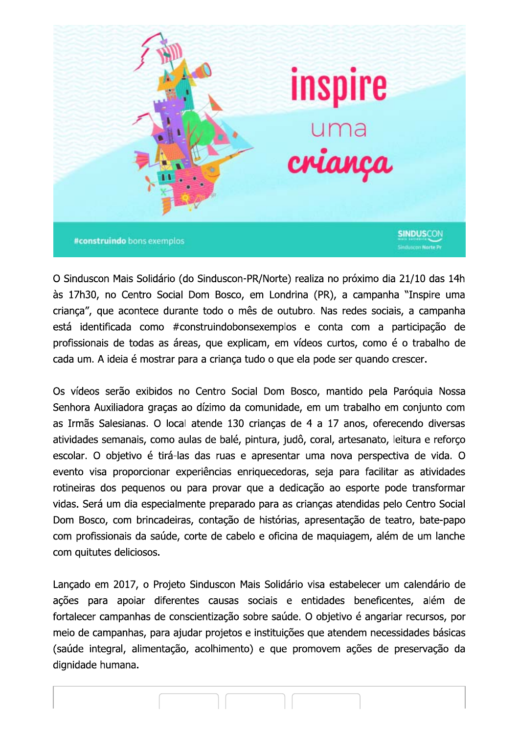O Sinduscon Mais Solidário (do Sinduscon-PR/Norte) realiza no próximo dia 21/10 das 14h às 17h30, no Centro Social Dom Bosco, em Londrina (PR), a campanha "Inspire uma criança", que acontece durante todo o mês de outubro. Nas redes sociais, a campanha está identificada como #construindobonsexemplos e conta com a participação de profissionais de todas as áreas, que explicam, em vídeos curtos, como é o trabalho de cada um. A ideia é mostrar para a criança tudo o que ela pode ser quando crescer.

Os vídeos serão exibidos no Centro Social Dom Bosco, mantido pela Paróquia Nossa Senhora Auxiliadora graças ao dízimo da comunidade, em um trabalho em conjunto com as Irmãs Salesianas. O local atende 130 crianças de 4 a 17 anos, oferecendo diversas atividades semanais, como aulas de balé, pintura, judô, coral, artesanato, leitura e reforço escolar. O objetivo é tirá-las das ruas e apresentar uma nova perspectiva de vida. O evento visa proporcionar experiências enriquecedoras, seja para facilitar as atividades rotineiras dos pequenos ou para provar que a dedicação ao esporte pode transformar vidas. Será um dia especialmente preparado para as crianças atendidas pelo Centro Social Dom Bosco, com brincadeiras, contação de histórias, apresentação de teatro, bate-papo com profissionais da saúde, corte de cabelo e oficina de maquiagem, além de um lanche com quitutes deliciosos.

Lançado em 2017, o Projeto Sinduscon Mais Solidário visa estabelecer um calendário de ações para apoiar diferentes causas sociais e entidades beneficentes, além de fortalecer campanhas de conscientização sobre saúde. O objetivo é angariar recursos, por meio de campanhas, para ajudar projetos e instituições que atendem necessidades básicas (saúde integral, alimentação, acolhimento) e que promovem ações de preservação da dignidade humana.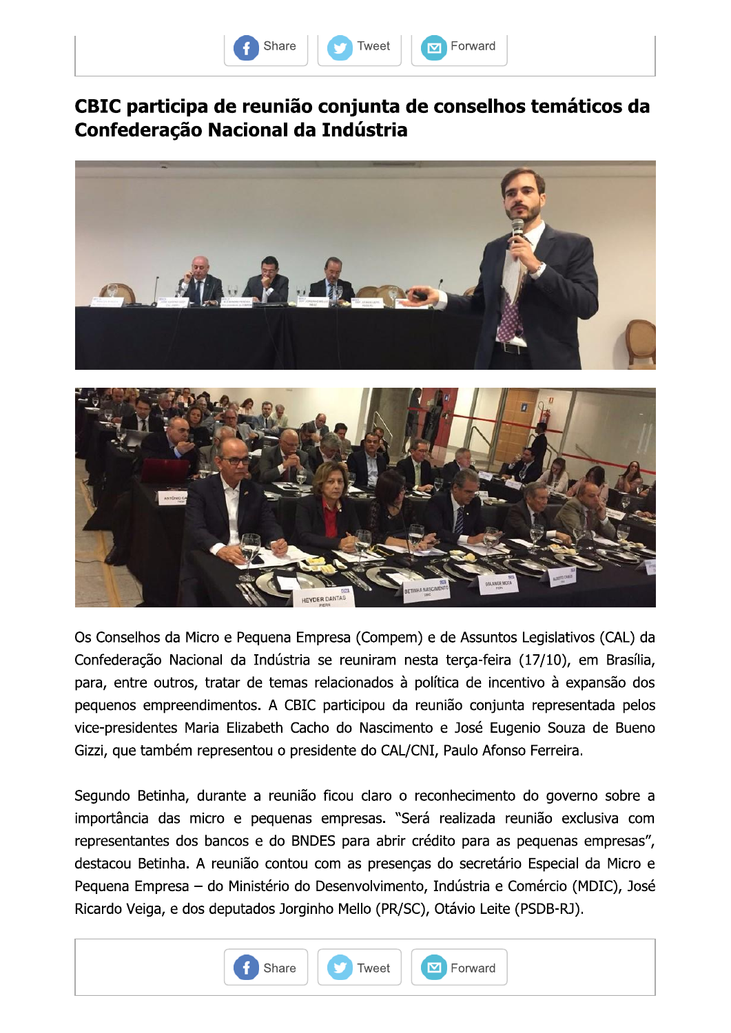## CBIC participa de reunião conjunta de conselhos temáticos da Confederação Nacional da Indústria

Os Conselhos da Micro e Pequena Empresa (Compem) e de Assuntos Legislativos (CAL) da Confederação Nacional da Indústria se reuniram nesta terça-feira (17/10), em Brasília, para, entre outros, tratar de temas relacionados à política de incentivo à expansão dos pequenos empreendimentos. A CBIC participou da reunião conjunta representada pelos vice-presidentes Maria Elizabeth Cacho do Nascimento e José Eugenio Souza de Bueno Gizzi, que também representou o presidente do CAL/CNI, Paulo Afonso Ferreira.

Segundo Betinha, durante a reunião ficou claro o reconhecimento do governo sobre a importância das micro e pequenas empresas. "Será realizada reunião exclusiva com representantes dos bancos e do BNDES para abrir crédito para as pequenas empresas", destacou Betinha. A reunião contou com as presenças do secretário Especial da Micro e Pequena Empresa – do Ministério do Desenvolvimento, Indústria e Comércio (MDIC), José Ricardo Veiga, e dos deputados Jorginho Mello (PR/SC), Otávio Leite (PSDB-RJ).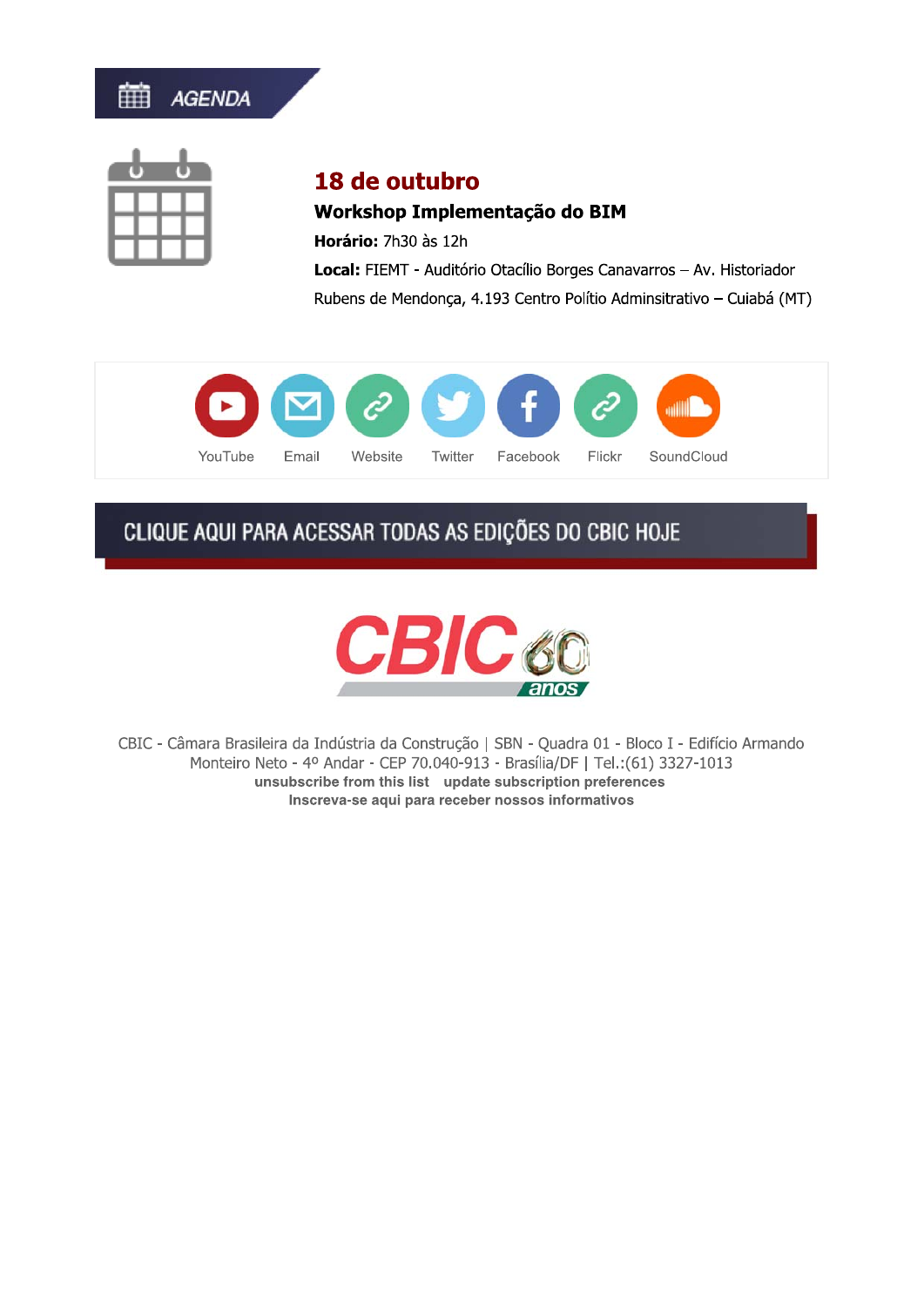## AGENDA

### 18 de outubro

**Workshop Implementação do BIM**

**Horário:** 7h30 às 12h

**Local:** FIEMT - Auditório Otacílio Borges Canavarros – Av. Historiador Rubens de Mendonça, 4.193 Centro Polítio Adminsitrativo – Cuiabá (MT)

YouTube Email Website Twitter Facebook Flickr SoundCloud

CLIQUE AQUI PARA ACESSAR TODAS AS EDIÇÕES DO CBIC HOJE

CBIC 60 anos

CBIC - Câmara Brasileira da Indústria da Construção | SBN - Quadra 01 - Bloco I - Edifício Armando Monteiro Neto - 4º Andar - CEP 70.040-913 - Brasília/DF | Tel.:(61) 3327-1013

**unsubscribe from this list** **update subscription preferences**

**Inscreva-se aqui para receber nossos informativos**